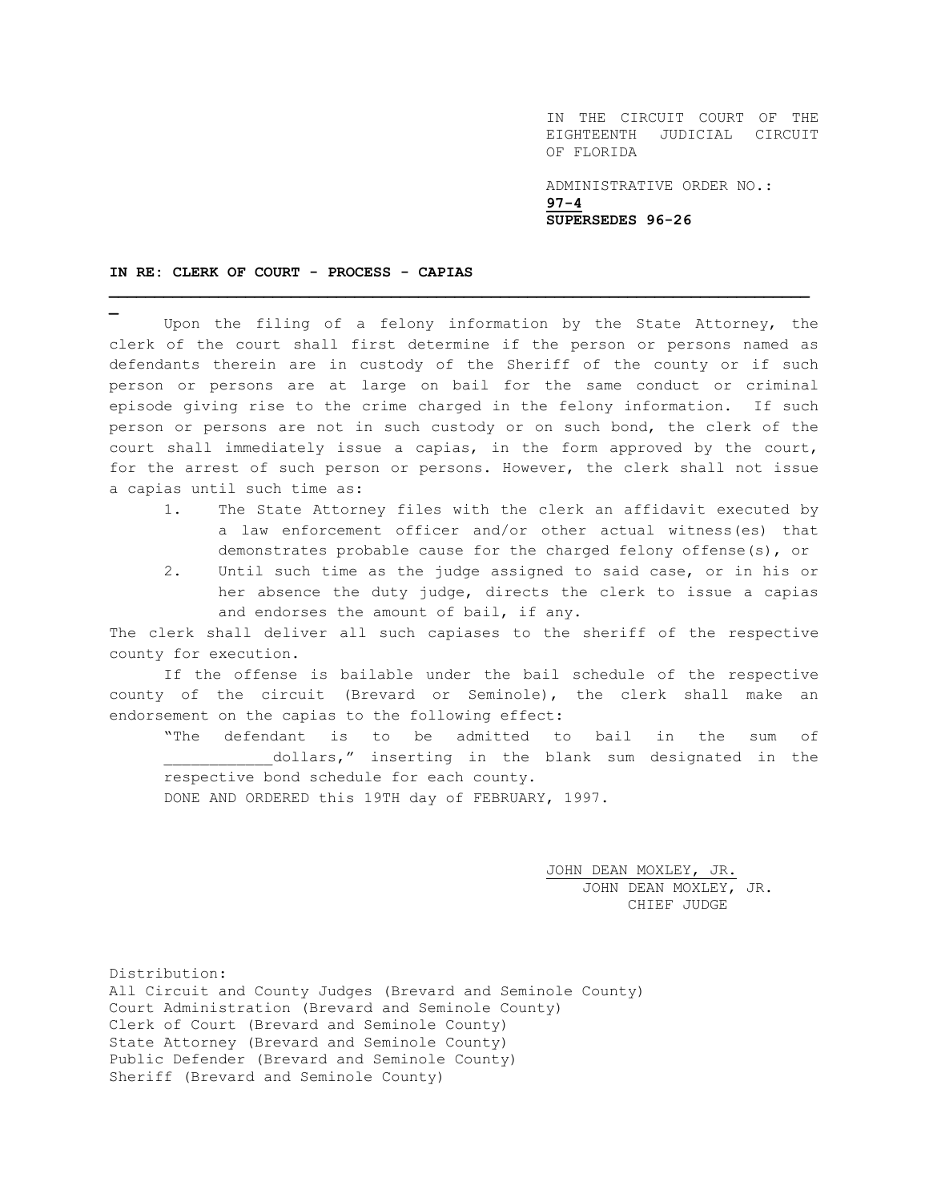IN THE CIRCUIT COURT OF THE EIGHTEENTH JUDICIAL CIRCUIT OF FLORIDA

ADMINISTRATIVE ORDER NO.: **97-4**
**SUPERSEDES 96-26**

**IN RE: CLERK OF COURT - PROCESS - CAPIAS**

---

Upon the filing of a felony information by the State Attorney, the clerk of the court shall first determine if the person or persons named as defendants therein are in custody of the Sheriff of the county or if such person or persons are at large on bail for the same conduct or criminal episode giving rise to the crime charged in the felony information. If such person or persons are not in such custody or on such bond, the clerk of the court shall immediately issue a capias, in the form approved by the court, for the arrest of such person or persons. However, the clerk shall not issue a capias until such time as:

1. The State Attorney files with the clerk an affidavit executed by a law enforcement officer and/or other actual witness(es) that demonstrates probable cause for the charged felony offense(s), or
2. Until such time as the judge assigned to said case, or in his or her absence the duty judge, directs the clerk to issue a capias and endorses the amount of bail, if any.

The clerk shall deliver all such capiases to the sheriff of the respective county for execution.

If the offense is bailable under the bail schedule of the respective county of the circuit (Brevard or Seminole), the clerk shall make an endorsement on the capias to the following effect:

"The defendant is to be admitted to bail in the sum of ___________dollars," inserting in the blank sum designated in the respective bond schedule for each county.

DONE AND ORDERED this 19TH day of FEBRUARY, 1997.

JOHN DEAN MOXLEY, JR.
JOHN DEAN MOXLEY, JR.
CHIEF JUDGE

Distribution:
All Circuit and County Judges (Brevard and Seminole County)
Court Administration (Brevard and Seminole County)
Clerk of Court (Brevard and Seminole County)
State Attorney (Brevard and Seminole County)
Public Defender (Brevard and Seminole County)
Sheriff (Brevard and Seminole County)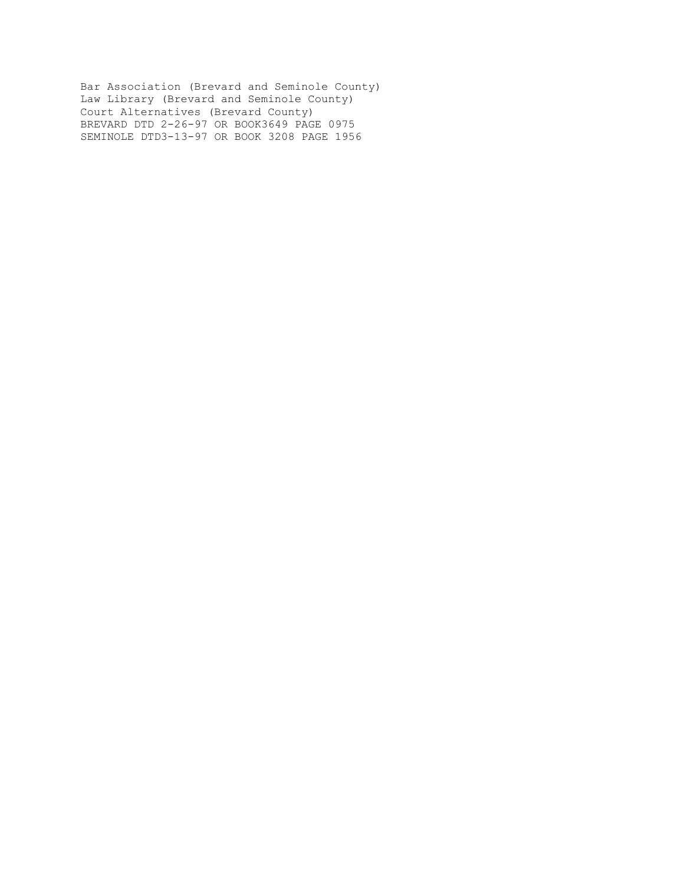Bar Association (Brevard and Seminole County)
Law Library (Brevard and Seminole County)
Court Alternatives (Brevard County)
BREVARD DTD 2-26-97 OR BOOK3649 PAGE 0975
SEMINOLE DTD3-13-97 OR BOOK 3208 PAGE 1956